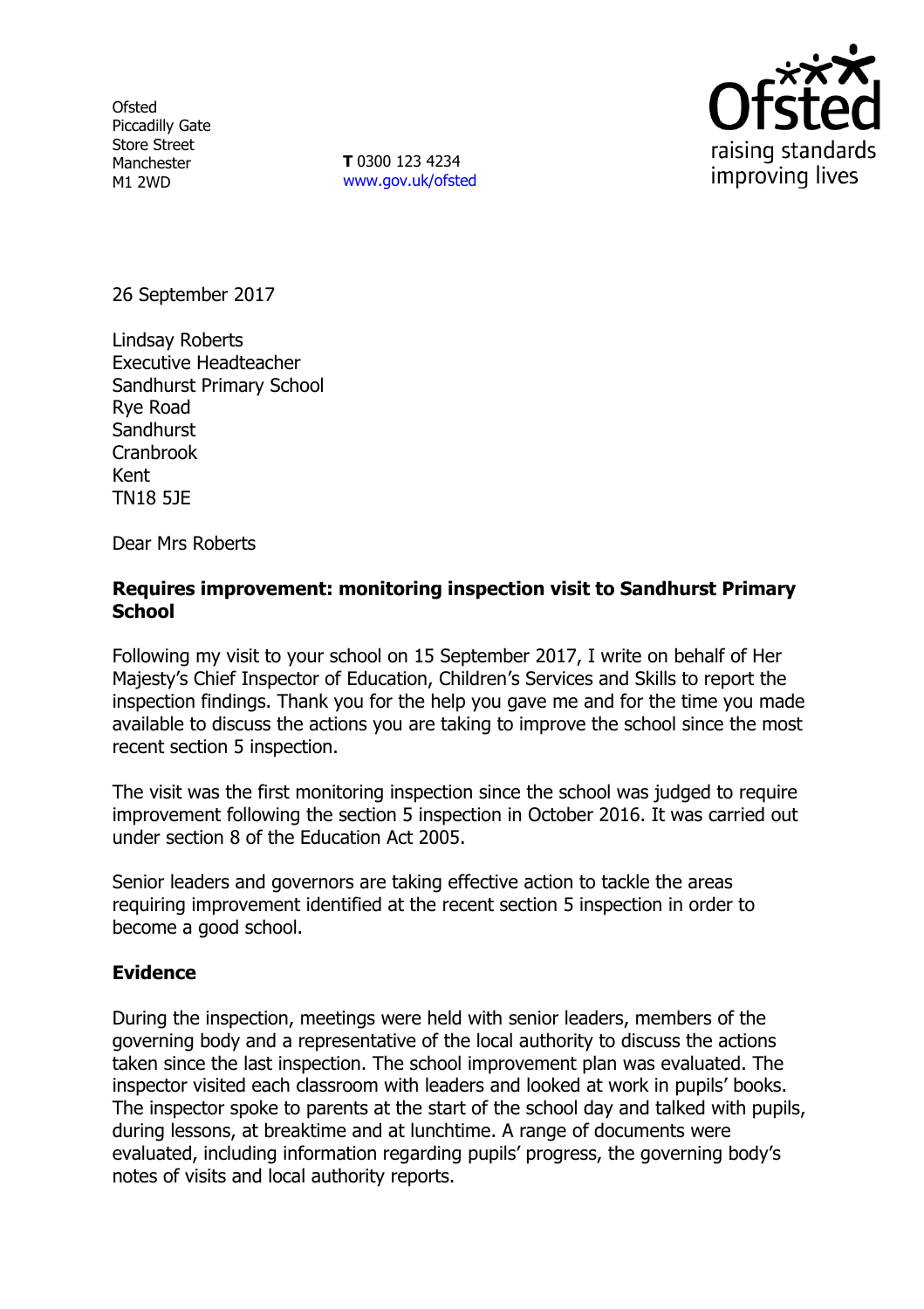Ofsted
Piccadilly Gate
Store Street
Manchester
M1 2WD

**T** 0300 123 4234
www.gov.uk/ofsted

Ofsted
raising standards
improving lives

26 September 2017

Lindsay Roberts
Executive Headteacher
Sandhurst Primary School
Rye Road
Sandhurst
Cranbrook
Kent
TN18 5JE

Dear Mrs Roberts

**Requires improvement: monitoring inspection visit to Sandhurst Primary School**

Following my visit to your school on 15 September 2017, I write on behalf of Her Majesty's Chief Inspector of Education, Children's Services and Skills to report the inspection findings. Thank you for the help you gave me and for the time you made available to discuss the actions you are taking to improve the school since the most recent section 5 inspection.

The visit was the first monitoring inspection since the school was judged to require improvement following the section 5 inspection in October 2016. It was carried out under section 8 of the Education Act 2005.

Senior leaders and governors are taking effective action to tackle the areas requiring improvement identified at the recent section 5 inspection in order to become a good school.

## Evidence

During the inspection, meetings were held with senior leaders, members of the governing body and a representative of the local authority to discuss the actions taken since the last inspection. The school improvement plan was evaluated. The inspector visited each classroom with leaders and looked at work in pupils' books. The inspector spoke to parents at the start of the school day and talked with pupils, during lessons, at breaktime and at lunchtime. A range of documents were evaluated, including information regarding pupils' progress, the governing body's notes of visits and local authority reports.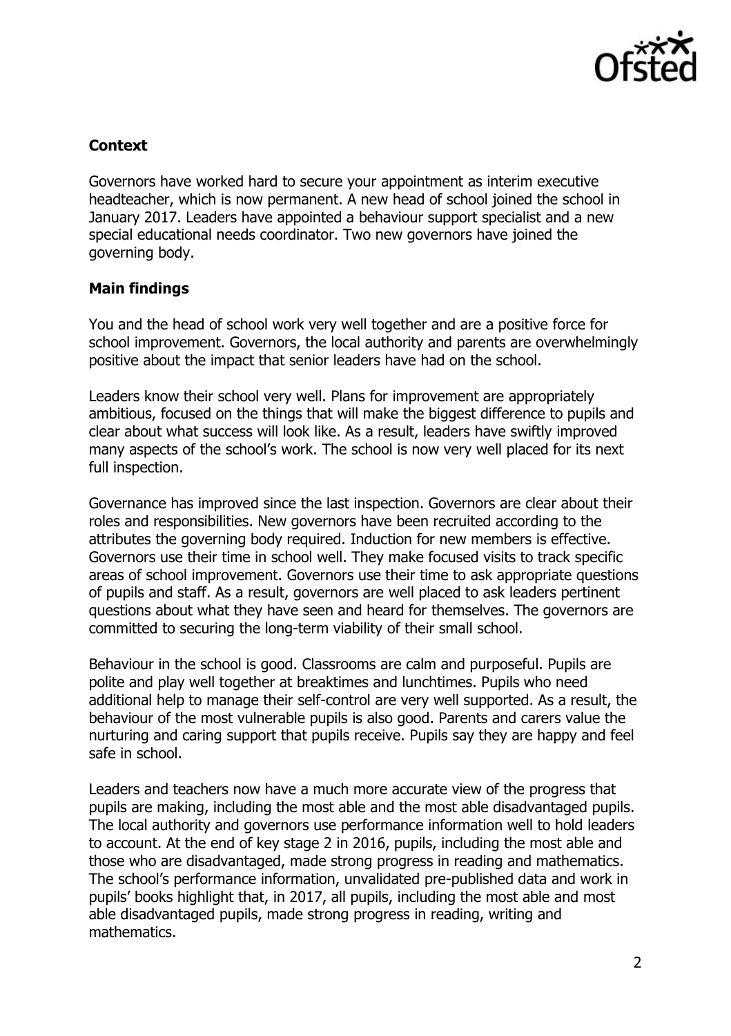**Context**

Governors have worked hard to secure your appointment as interim executive headteacher, which is now permanent. A new head of school joined the school in January 2017. Leaders have appointed a behaviour support specialist and a new special educational needs coordinator. Two new governors have joined the governing body.

**Main findings**

You and the head of school work very well together and are a positive force for school improvement. Governors, the local authority and parents are overwhelmingly positive about the impact that senior leaders have had on the school.

Leaders know their school very well. Plans for improvement are appropriately ambitious, focused on the things that will make the biggest difference to pupils and clear about what success will look like. As a result, leaders have swiftly improved many aspects of the school's work. The school is now very well placed for its next full inspection.

Governance has improved since the last inspection. Governors are clear about their roles and responsibilities. New governors have been recruited according to the attributes the governing body required. Induction for new members is effective. Governors use their time in school well. They make focused visits to track specific areas of school improvement. Governors use their time to ask appropriate questions of pupils and staff. As a result, governors are well placed to ask leaders pertinent questions about what they have seen and heard for themselves. The governors are committed to securing the long-term viability of their small school.

Behaviour in the school is good. Classrooms are calm and purposeful. Pupils are polite and play well together at breaktimes and lunchtimes. Pupils who need additional help to manage their self-control are very well supported. As a result, the behaviour of the most vulnerable pupils is also good. Parents and carers value the nurturing and caring support that pupils receive. Pupils say they are happy and feel safe in school.

Leaders and teachers now have a much more accurate view of the progress that pupils are making, including the most able and the most able disadvantaged pupils. The local authority and governors use performance information well to hold leaders to account. At the end of key stage 2 in 2016, pupils, including the most able and those who are disadvantaged, made strong progress in reading and mathematics. The school's performance information, unvalidated pre-published data and work in pupils' books highlight that, in 2017, all pupils, including the most able and most able disadvantaged pupils, made strong progress in reading, writing and mathematics.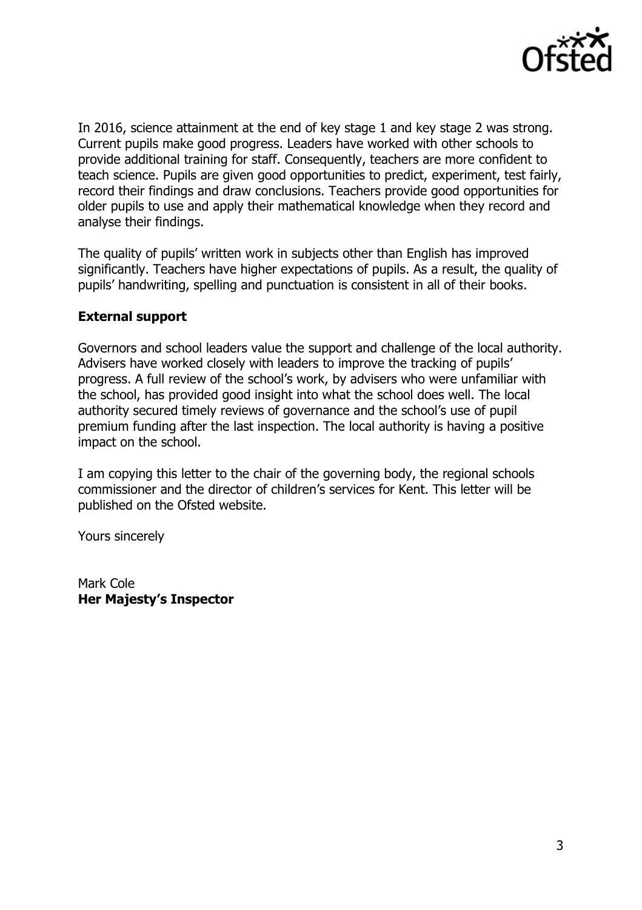In 2016, science attainment at the end of key stage 1 and key stage 2 was strong. Current pupils make good progress. Leaders have worked with other schools to provide additional training for staff. Consequently, teachers are more confident to teach science. Pupils are given good opportunities to predict, experiment, test fairly, record their findings and draw conclusions. Teachers provide good opportunities for older pupils to use and apply their mathematical knowledge when they record and analyse their findings.

The quality of pupils' written work in subjects other than English has improved significantly. Teachers have higher expectations of pupils. As a result, the quality of pupils' handwriting, spelling and punctuation is consistent in all of their books.

**External support**

Governors and school leaders value the support and challenge of the local authority. Advisers have worked closely with leaders to improve the tracking of pupils' progress. A full review of the school's work, by advisers who were unfamiliar with the school, has provided good insight into what the school does well. The local authority secured timely reviews of governance and the school's use of pupil premium funding after the last inspection. The local authority is having a positive impact on the school.

I am copying this letter to the chair of the governing body, the regional schools commissioner and the director of children's services for Kent. This letter will be published on the Ofsted website.

Yours sincerely

Mark Cole
**Her Majesty's Inspector**